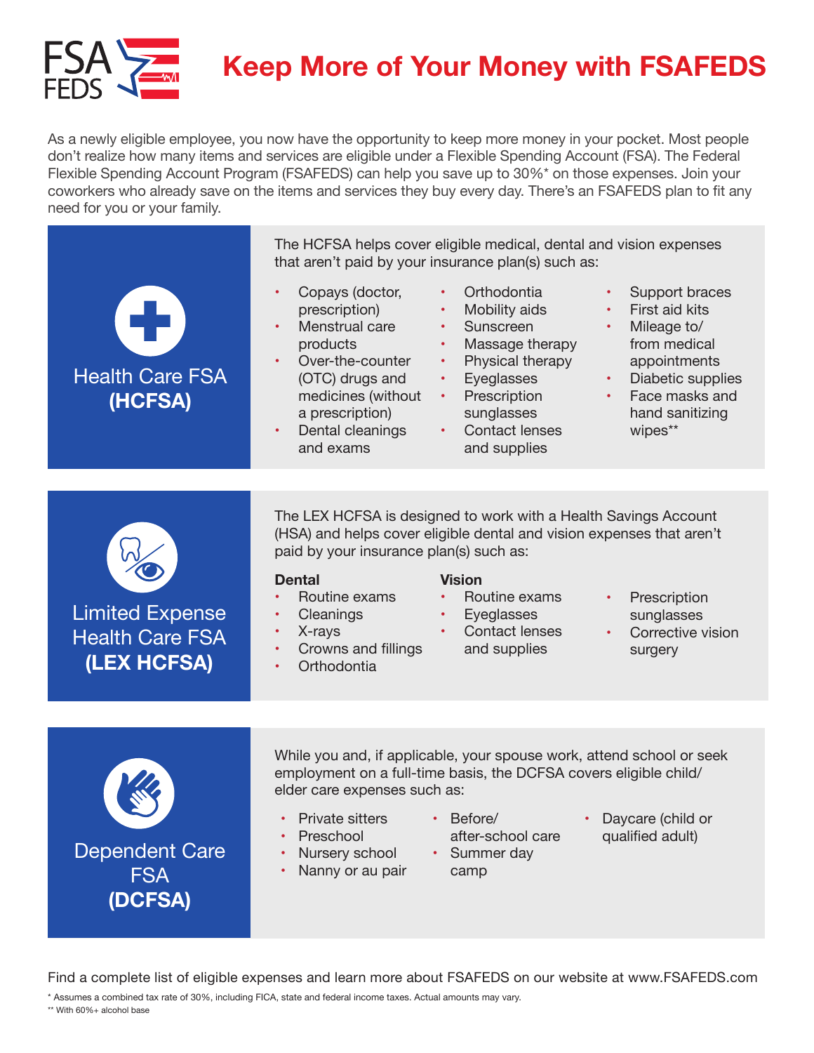# Keep More of Your Money with FSAFEDS

As a newly eligible employee, you now have the opportunity to keep more money in your pocket. Most people don't realize how many items and services are eligible under a Flexible Spending Account (FSA). The Federal Flexible Spending Account Program (FSAFEDS) can help you save up to 30%* on those expenses. Join your coworkers who already save on the items and services they buy every day. There's an FSAFEDS plan to fit any need for you or your family.

## Health Care FSA **(HCFSA)**

The HCFSA helps cover eligible medical, dental and vision expenses that aren't paid by your insurance plan(s) such as:

- Copays (doctor, prescription)
- Menstrual care products
- Over-the-counter (OTC) drugs and medicines (without a prescription)
- Dental cleanings and exams
- Orthodontia
- Mobility aids
- Sunscreen
- Massage therapy
- Physical therapy
- Eyeglasses
- Prescription sunglasses
- Contact lenses and supplies
- Support braces
- First aid kits
- Mileage to/from medical appointments
- Diabetic supplies
- Face masks and hand sanitizing wipes**

## Limited Expense Health Care FSA **(LEX HCFSA)**

The LEX HCFSA is designed to work with a Health Savings Account (HSA) and helps cover eligible dental and vision expenses that aren't paid by your insurance plan(s) such as:

**Dental**

- Routine exams
- Cleanings
- X-rays
- Crowns and fillings
- Orthodontia

**Vision**

- Routine exams
- Eyeglasses
- Contact lenses and supplies
- Prescription sunglasses
- Corrective vision surgery

## Dependent Care FSA **(DCFSA)**

While you and, if applicable, your spouse work, attend school or seek employment on a full-time basis, the DCFSA covers eligible child/elder care expenses such as:

- Private sitters
- Preschool
- Nursery school
- Nanny or au pair
- Before/after-school care
- Summer day camp
- Daycare (child or qualified adult)

Find a complete list of eligible expenses and learn more about FSAFEDS on our website at www.FSAFEDS.com

\* Assumes a combined tax rate of 30%, including FICA, state and federal income taxes. Actual amounts may vary.

** With 60%+ alcohol base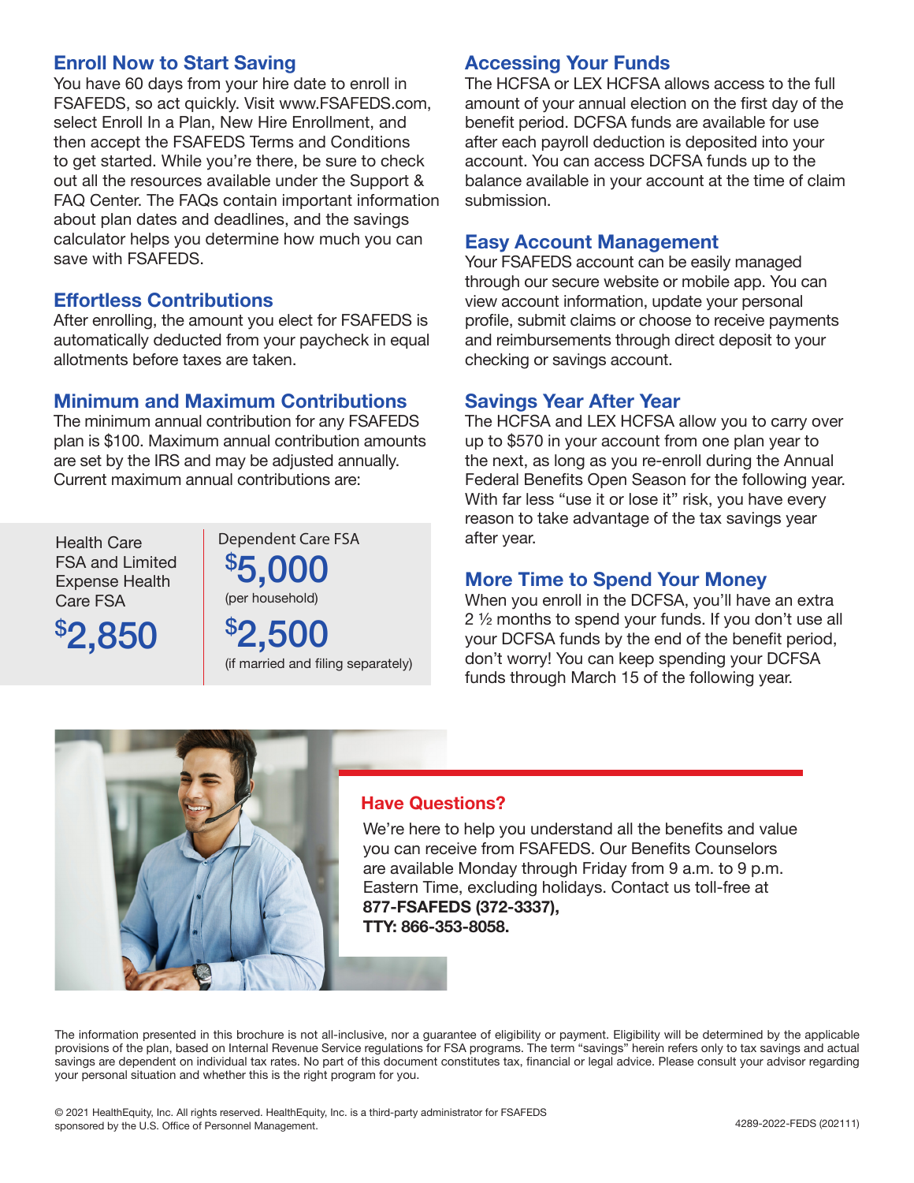## Enroll Now to Start Saving

You have 60 days from your hire date to enroll in FSAFEDS, so act quickly. Visit www.FSAFEDS.com, select Enroll In a Plan, New Hire Enrollment, and then accept the FSAFEDS Terms and Conditions to get started. While you're there, be sure to check out all the resources available under the Support & FAQ Center. The FAQs contain important information about plan dates and deadlines, and the savings calculator helps you determine how much you can save with FSAFEDS.

## Effortless Contributions

After enrolling, the amount you elect for FSAFEDS is automatically deducted from your paycheck in equal allotments before taxes are taken.

## Minimum and Maximum Contributions

The minimum annual contribution for any FSAFEDS plan is $100. Maximum annual contribution amounts are set by the IRS and may be adjusted annually. Current maximum annual contributions are:

| Health Care FSA and Limited Expense Health Care FSA | Dependent Care FSA |
|---|---|
| $2,850 | $5,000 (per household) |
| | $2,500 (if married and filing separately) |

## Accessing Your Funds

The HCFSA or LEX HCFSA allows access to the full amount of your annual election on the first day of the benefit period. DCFSA funds are available for use after each payroll deduction is deposited into your account. You can access DCFSA funds up to the balance available in your account at the time of claim submission.

## Easy Account Management

Your FSAFEDS account can be easily managed through our secure website or mobile app. You can view account information, update your personal profile, submit claims or choose to receive payments and reimbursements through direct deposit to your checking or savings account.

## Savings Year After Year

The HCFSA and LEX HCFSA allow you to carry over up to $570 in your account from one plan year to the next, as long as you re-enroll during the Annual Federal Benefits Open Season for the following year. With far less "use it or lose it" risk, you have every reason to take advantage of the tax savings year after year.

## More Time to Spend Your Money

When you enroll in the DCFSA, you'll have an extra 2 ½ months to spend your funds. If you don't use all your DCFSA funds by the end of the benefit period, don't worry! You can keep spending your DCFSA funds through March 15 of the following year.

## Have Questions?

We're here to help you understand all the benefits and value you can receive from FSAFEDS. Our Benefits Counselors are available Monday through Friday from 9 a.m. to 9 p.m. Eastern Time, excluding holidays. Contact us toll-free at **877-FSAFEDS (372-3337), TTY: 866-353-8058.**

The information presented in this brochure is not all-inclusive, nor a guarantee of eligibility or payment. Eligibility will be determined by the applicable provisions of the plan, based on Internal Revenue Service regulations for FSA programs. The term "savings" herein refers only to tax savings and actual savings are dependent on individual tax rates. No part of this document constitutes tax, financial or legal advice. Please consult your advisor regarding your personal situation and whether this is the right program for you.

© 2021 HealthEquity, Inc. All rights reserved. HealthEquity, Inc. is a third-party administrator for FSAFEDS sponsored by the U.S. Office of Personnel Management.

4289-2022-FEDS (202111)